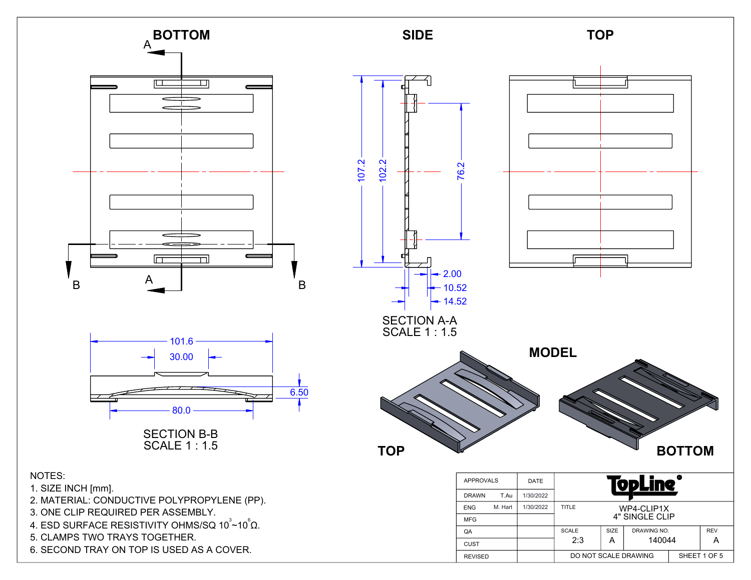BOTTOM

SIDE

TOP

SECTION A-A
SCALE 1 : 1.5

SECTION B-B
SCALE 1 : 1.5

MODEL

TOP

BOTTOM

NOTES:

1. SIZE INCH [mm].
2. MATERIAL: CONDUCTIVE POLYPROPYLENE (PP).
3. ONE CLIP REQUIRED PER ASSEMBLY.
4. ESD SURFACE RESISTIVITY OHMS/SQ $10^{3}$~$10^{6}$Ω.
5. CLAMPS TWO TRAYS TOGETHER.
6. SECOND TRAY ON TOP IS USED AS A COVER.

| APPROVALS | | DATE | TopLine | | | |
|---|---|---|---|---|---|---|
| DRAWN | T.Au | 1/30/2022 | | | | |
| ENG | M. Hart | 1/30/2022 | TITLE | WP4-CLIP1X 4" SINGLE CLIP | | |
| MFG | | | | | | |
| QA | | | SCALE 2:3 | SIZE A | DRAWING NO. 140044 | REV A |
| CUST | | | | | | |
| REVISED | | | DO NOT SCALE DRAWING | | SHEET 1 OF 5 | |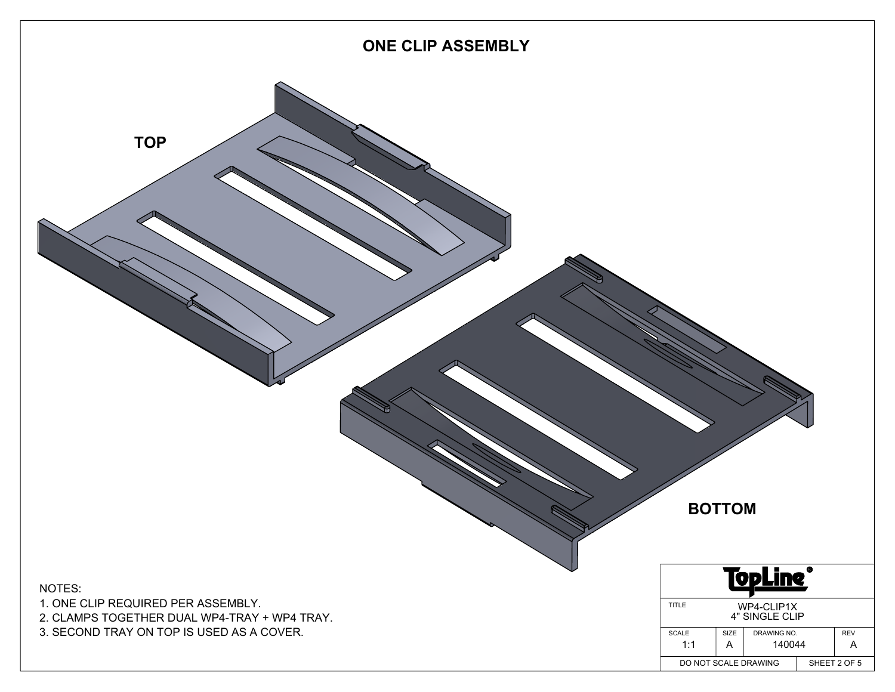# ONE CLIP ASSEMBLY

TOP

BOTTOM

NOTES:

1. ONE CLIP REQUIRED PER ASSEMBLY.
2. CLAMPS TOGETHER DUAL WP4-TRAY + WP4 TRAY.
3. SECOND TRAY ON TOP IS USED AS A COVER.

| TopLine® | | | |
|---|---|---|---|
| TITLE | WP4-CLIP1X 4" SINGLE CLIP | | |
| SCALE 1:1 | SIZE A | DRAWING NO. 140044 | REV A |
| DO NOT SCALE DRAWING | | SHEET 2 OF 5 | |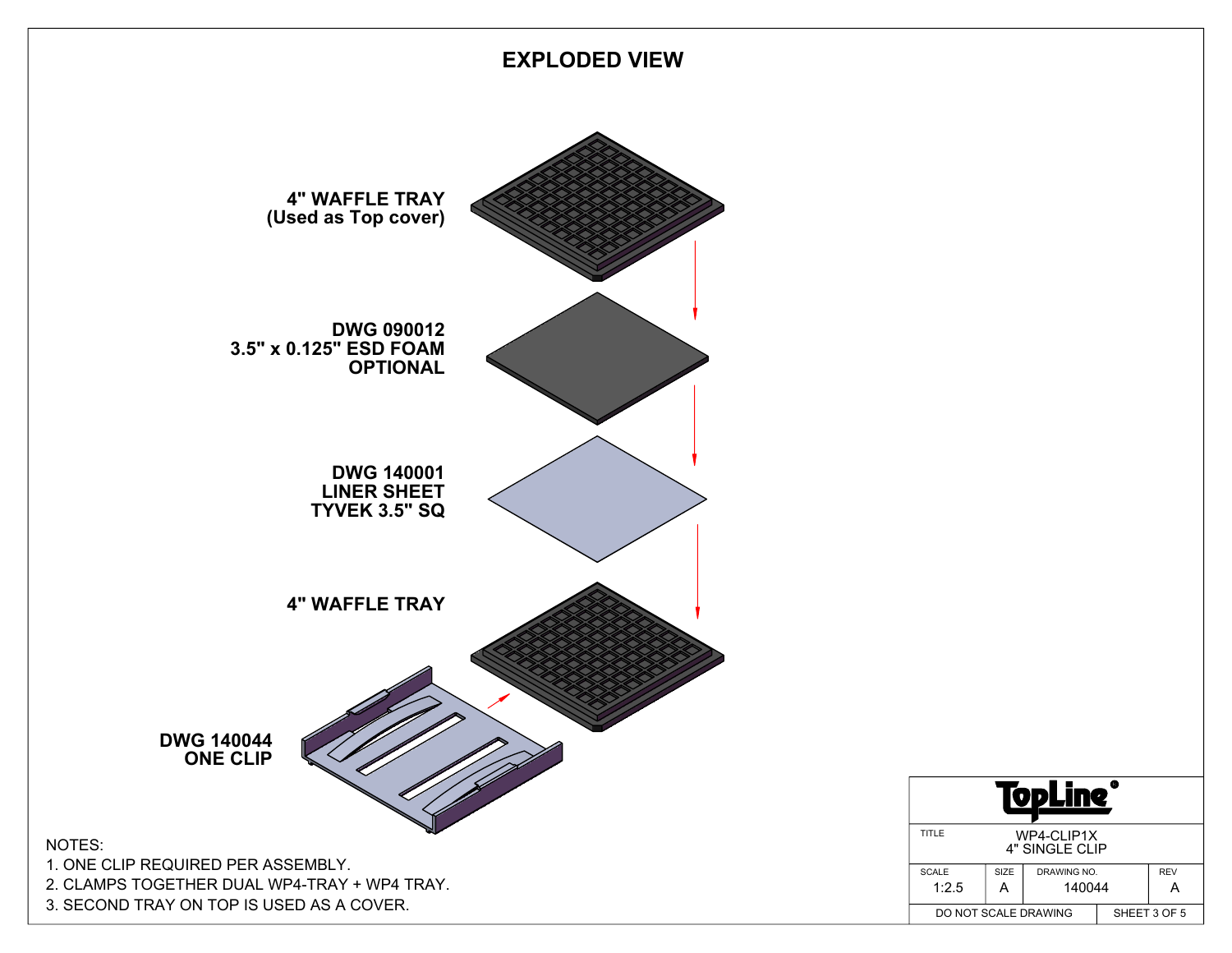# EXPLODED VIEW

**4" WAFFLE TRAY**
**(Used as Top cover)**

**DWG 090012**
**3.5" x 0.125" ESD FOAM**
**OPTIONAL**

**DWG 140001**
**LINER SHEET**
**TYVEK 3.5" SQ**

**4" WAFFLE TRAY**

**DWG 140044**
**ONE CLIP**

NOTES:
1. ONE CLIP REQUIRED PER ASSEMBLY.
2. CLAMPS TOGETHER DUAL WP4-TRAY + WP4 TRAY.
3. SECOND TRAY ON TOP IS USED AS A COVER.

| TopLine | | | |
|---|---|---|---|
| TITLE | WP4-CLIP1X 4" SINGLE CLIP | | |
| SCALE 1:2.5 | SIZE A | DRAWING NO. 140044 | REV A |
| DO NOT SCALE DRAWING | | SHEET 3 OF 5 | |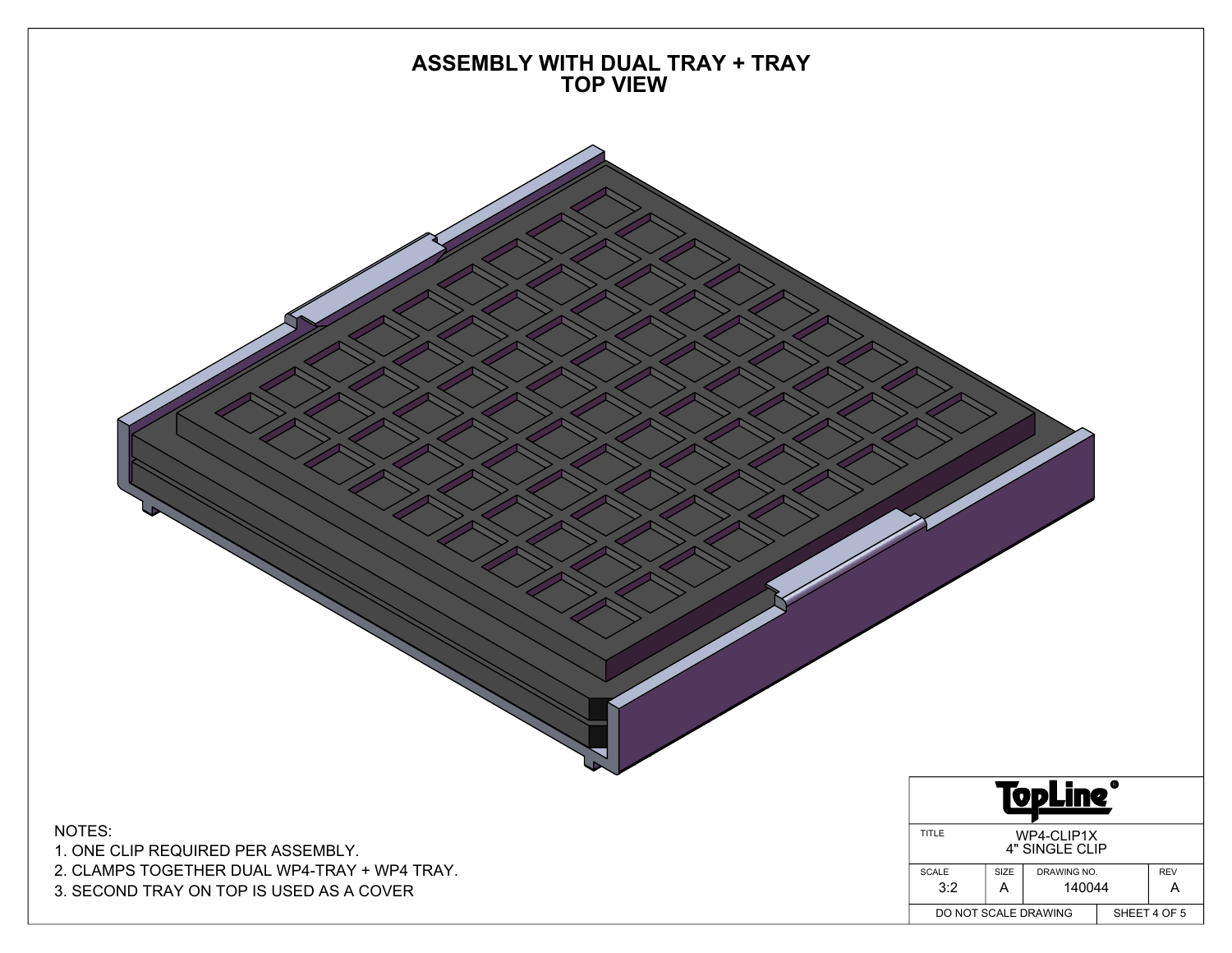# ASSEMBLY WITH DUAL TRAY + TRAY
## TOP VIEW

NOTES:
1. ONE CLIP REQUIRED PER ASSEMBLY.
2. CLAMPS TOGETHER DUAL WP4-TRAY + WP4 TRAY.
3. SECOND TRAY ON TOP IS USED AS A COVER

| TopLine® | | | |
|---|---|---|---|
| TITLE | WP4-CLIP1X 4" SINGLE CLIP | | |
| SCALE 3:2 | SIZE A | DRAWING NO. 140044 | REV A |
| DO NOT SCALE DRAWING | | SHEET 4 OF 5 | |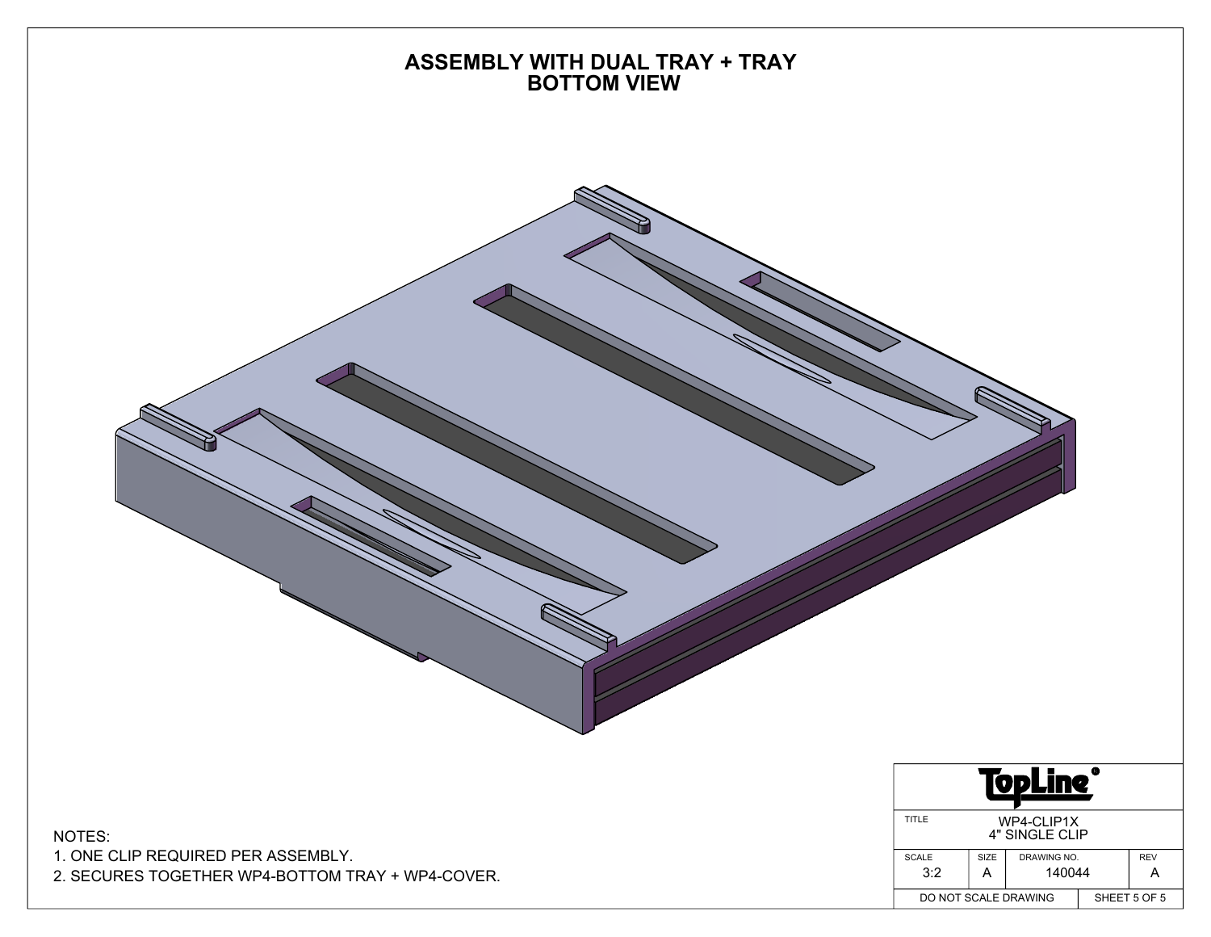# ASSEMBLY WITH DUAL TRAY + TRAY
## BOTTOM VIEW

NOTES:
1. ONE CLIP REQUIRED PER ASSEMBLY.
2. SECURES TOGETHER WP4-BOTTOM TRAY + WP4-COVER.

| | | | |
|---|---|---|---|
| TopLine® | | | |
| TITLE: WP4-CLIP1X 4" SINGLE CLIP | | | |
| SCALE: 3:2 | SIZE: A | DRAWING NO.: 140044 | REV: A |
| DO NOT SCALE DRAWING | | | |